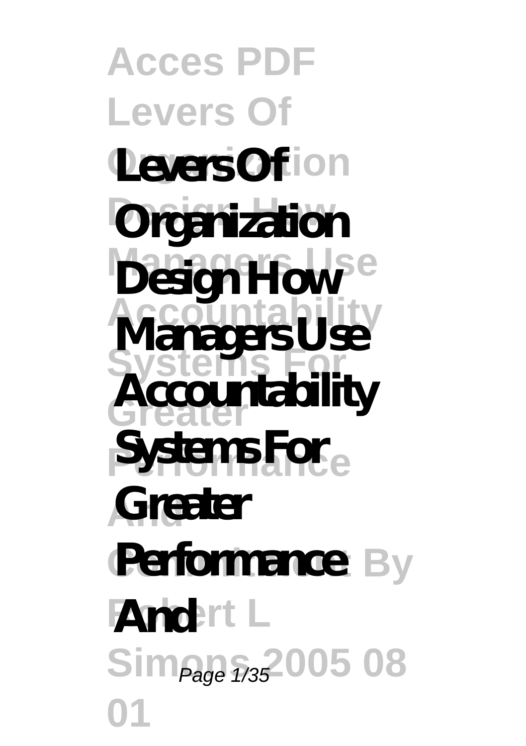# Levers Of Organization Design How Managers Use Accountability Systems For Greater Performance And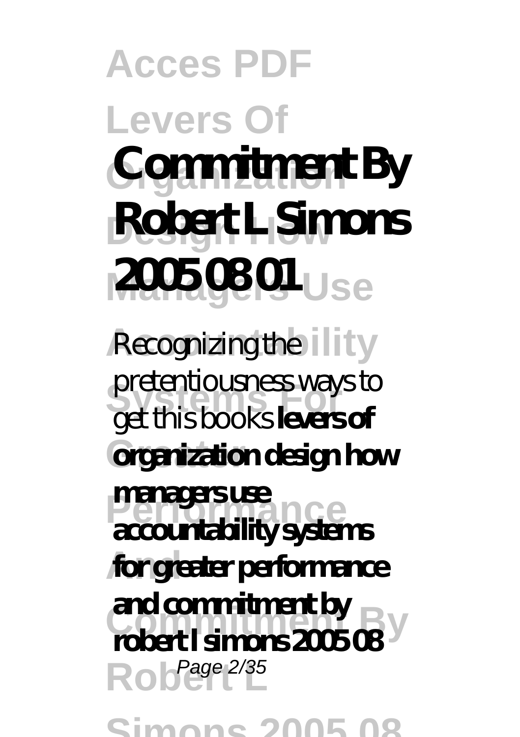**Commitment By Robert L Simons 2005 08 01**

Recognizing the pretentiousness ways to get this books **levers of organization design how managers use accountability systems for greater performance and commitment by robert l simons 2005 08**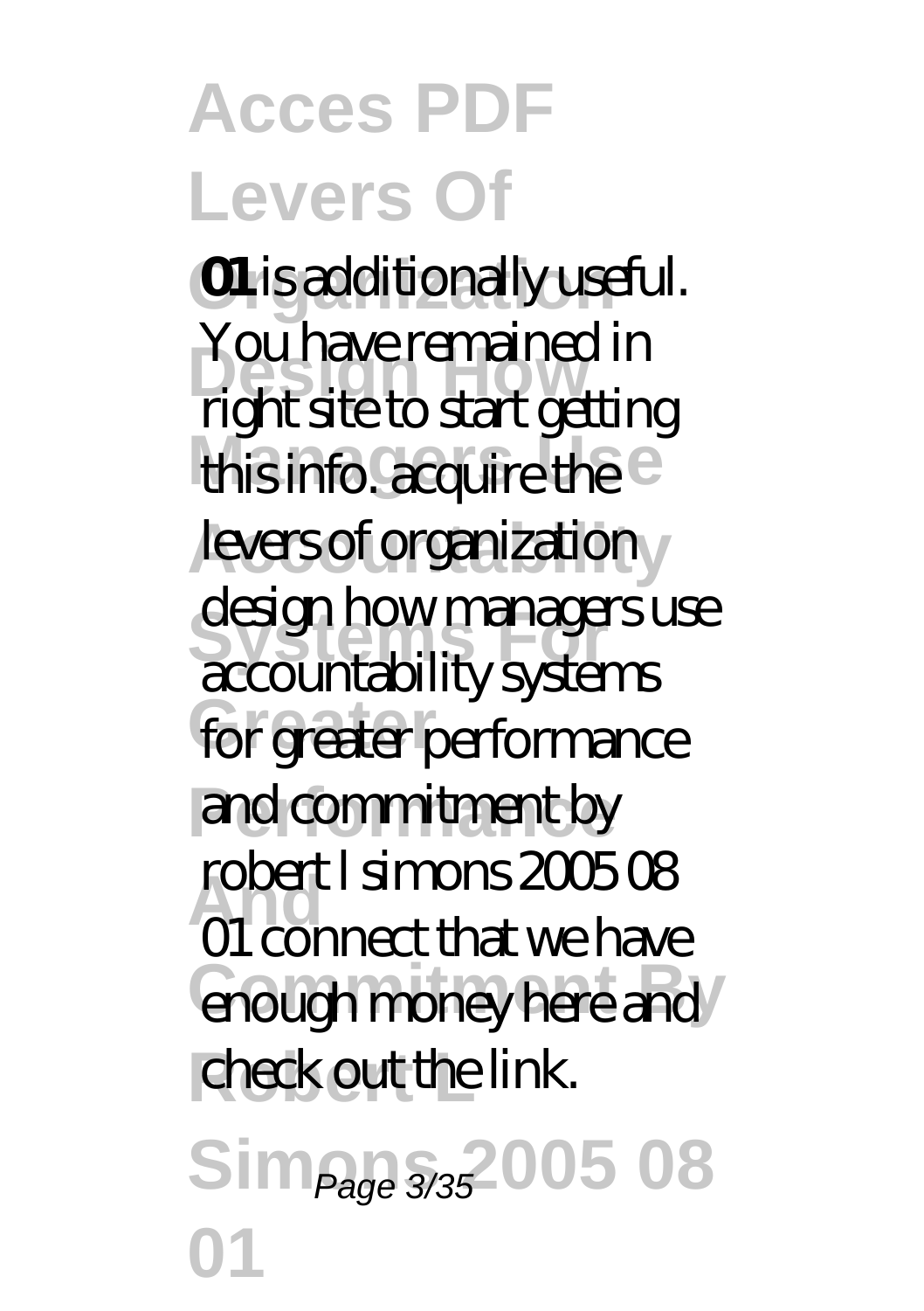**01** is additionally useful. You have remained in right site to start getting this info. acquire the levers of organization design how managers use accountability systems for greater performance and commitment by robert l simons 2005 08 01 connect that we have enough money here and check out the link.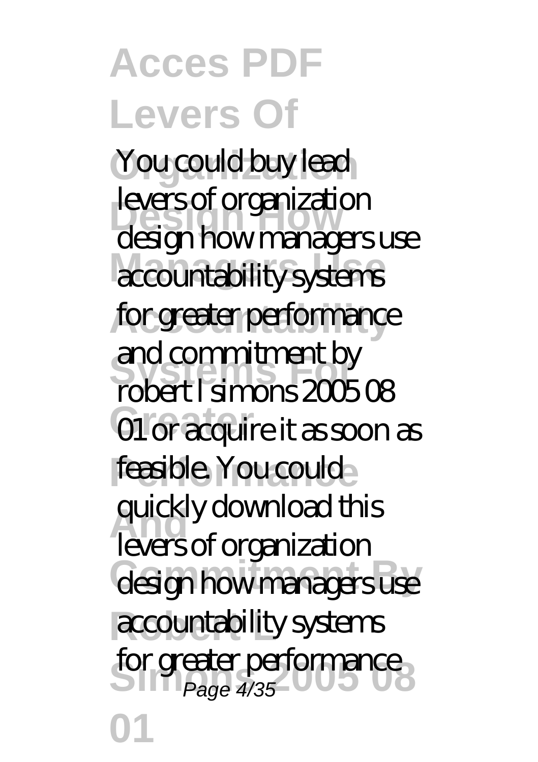You could buy lead levers of organization design how managers use accountability systems for greater performance and commitment by robert l simons 2005 08 01 or acquire it as soon as feasible. You could quickly download this levers of organization design how managers use accountability systems for greater performance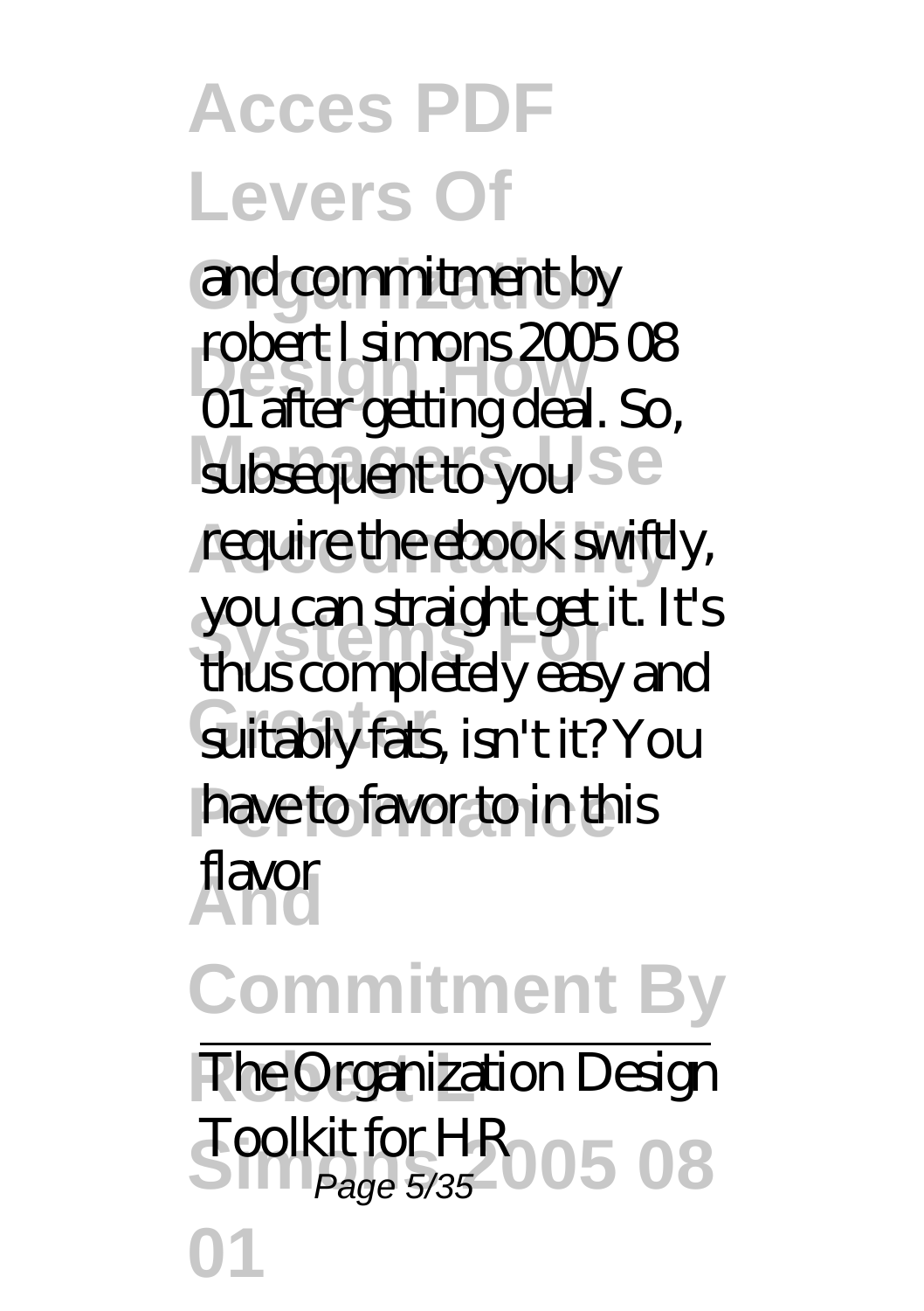and commitment by robert l simons 2005 08 01 after getting deal. So, subsequent to you require the ebook swiftly, you can straight get it. It's thus completely easy and suitably fats, isn't it? You have to favor to in this flavor

The Organization Design Toolkit for HR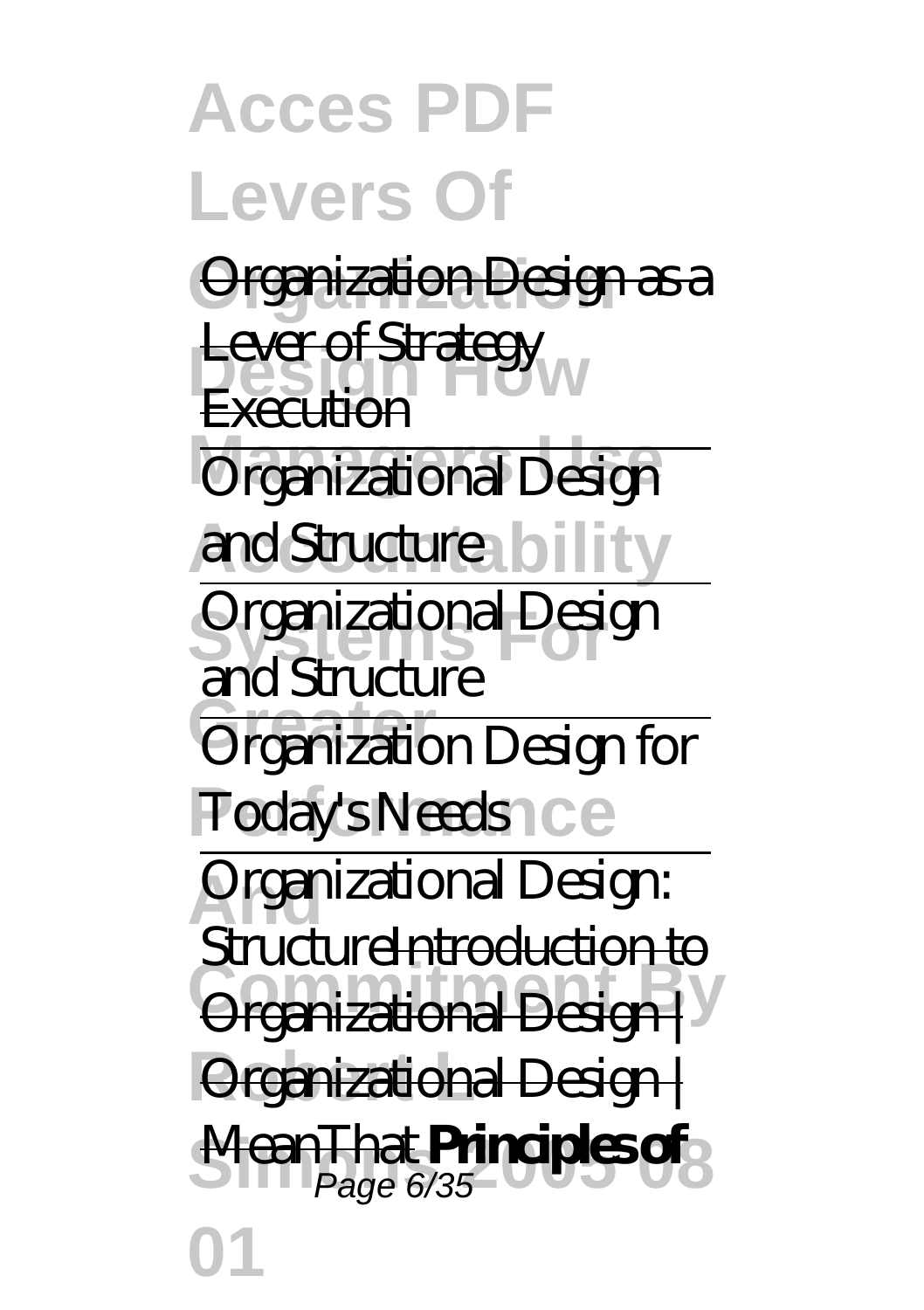Organization Design as a Lever of Strategy Execution

Organizational Design and Structure

Organizational Design and Structure

Organization Design for Today's Needs

Organizational Design: StructureIntroduction to Organizational Design | Organizational Design | MeanThat **Principles of**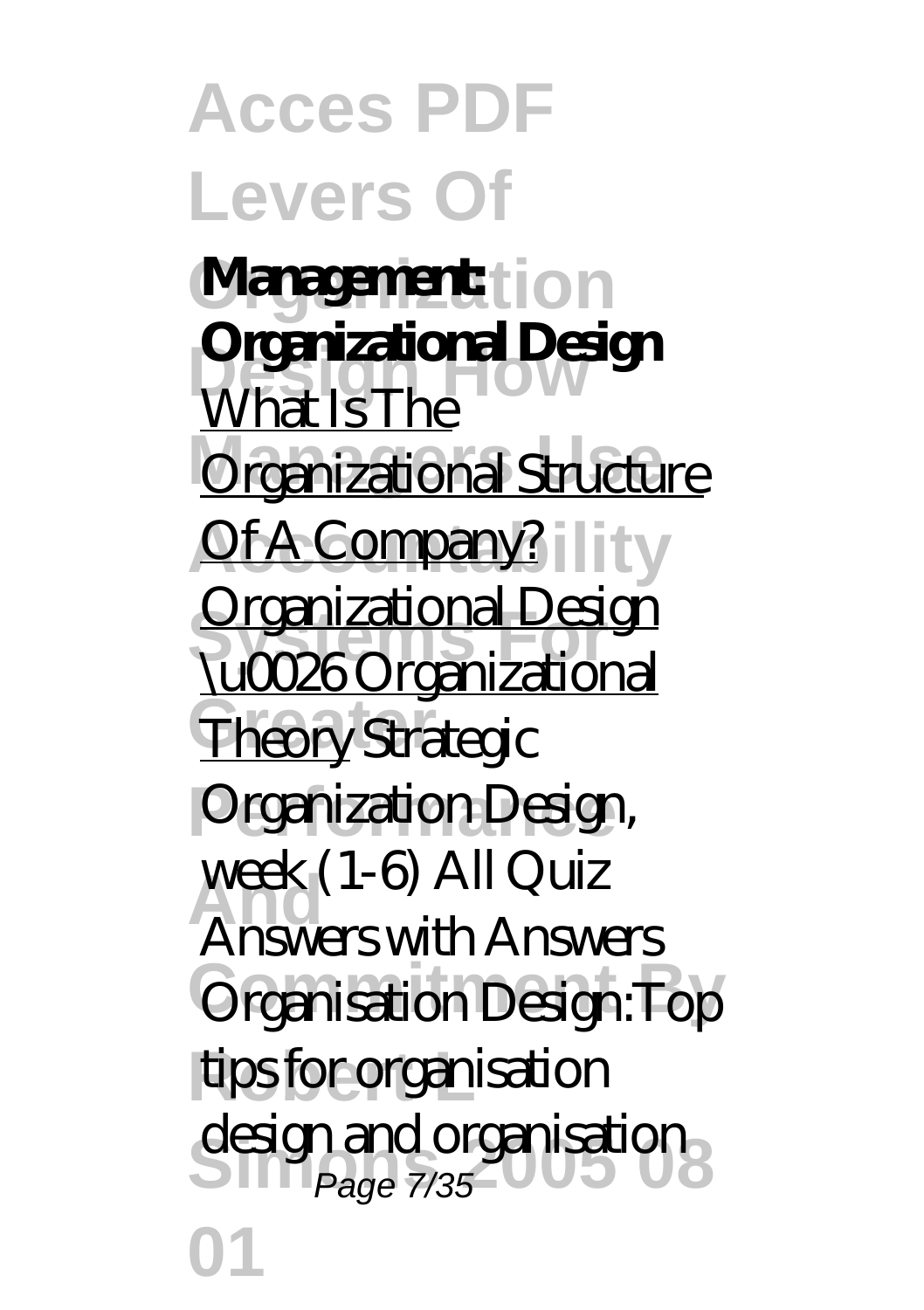**Management: Organizational Design** What Is The Organizational Structure Of A Company? Organizational Design \u0026 Organizational Theory Strategic Organization Design, week (1-6) All Quiz Answers with Answers Organisation Design:Top tips for organisation design and organisation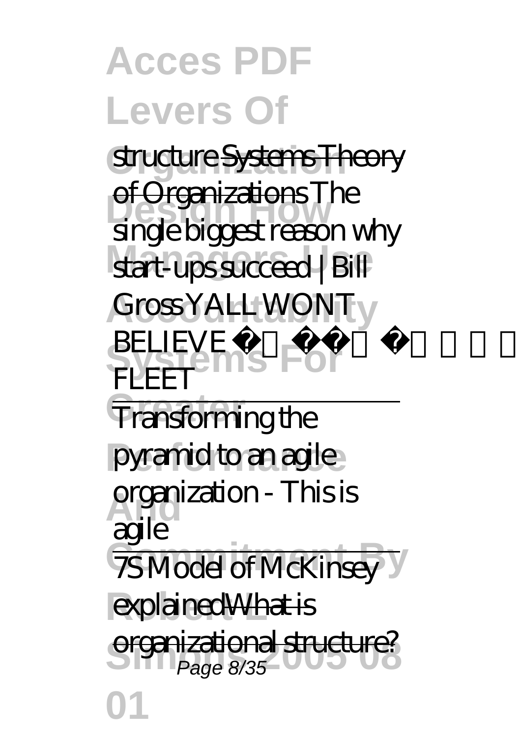structure ~~Systems Theory of Organizations~~ *The single biggest reason why start-ups succeed | Bill Gross* *YALL WONT BELIEVE FLEET*

Transforming the pyramid to an agile organization - This is agile

7S Model of McKinsey explained~~What is organizational structure?~~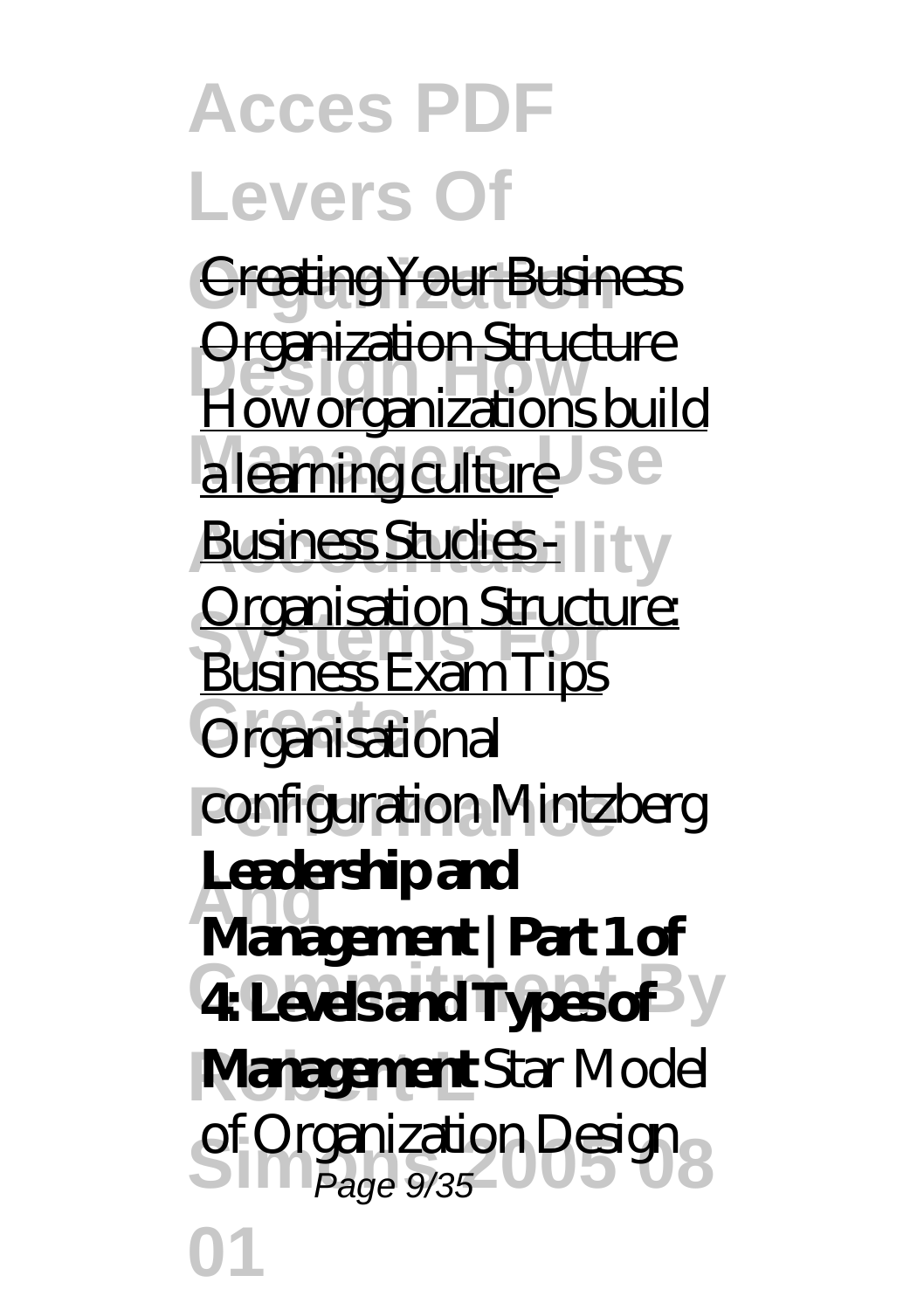Creating Your Business Organization Structure How organizations build a learning culture Business Studies - Organisation Structure: Business Exam Tips *Organisational configuration Mintzberg* **Leadership and Management | Part 1 of 4: Levels and Types of Management** *Star Model of Organization Design*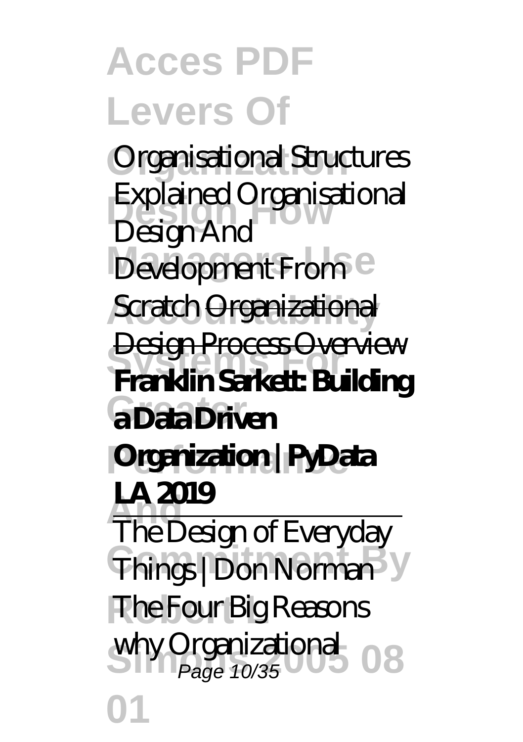*Organisational Structures Explained* *Organisational Design And Development From Scratch* ~~Organizational Design Process Overview~~ **Franklin Sarkett: Building a Data Driven Organization | PyData LA 2019**

The Design of Everyday Things | Don Norman

*The Four Big Reasons why Organizational*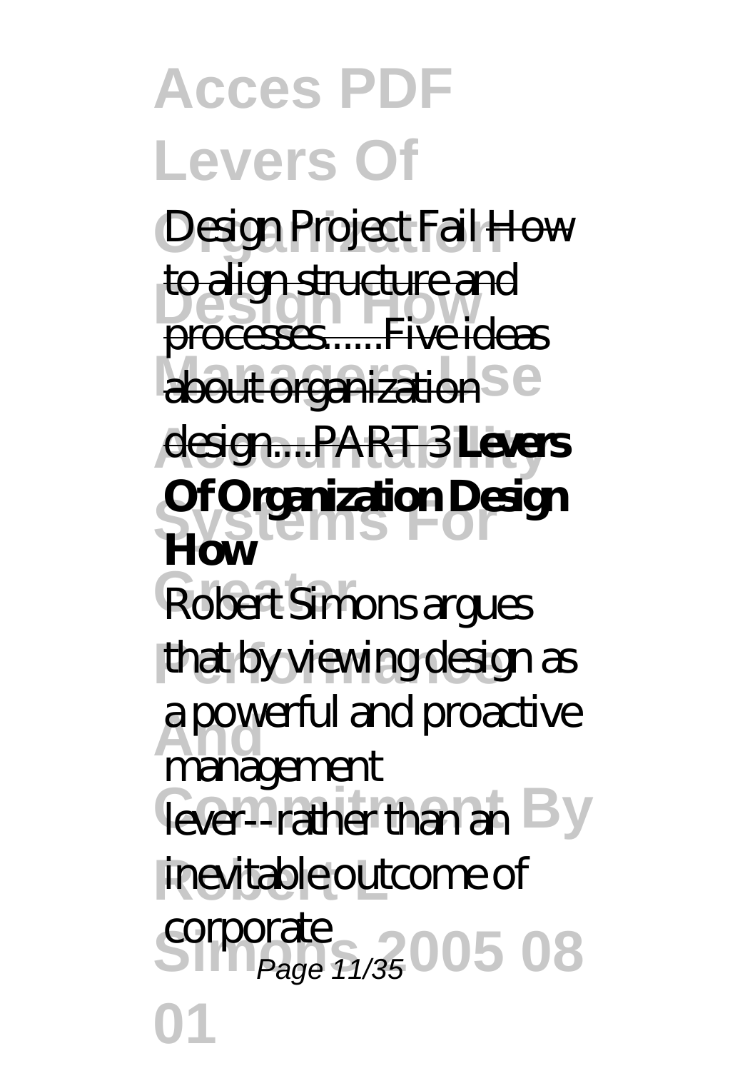Design Project Fail ~~How to align structure and processes......Five ideas about organization design.....PART 3~~ **Levers Of Organization Design How**

Robert Simons argues that by viewing design as a powerful and proactive management lever--rather than an inevitable outcome of corporate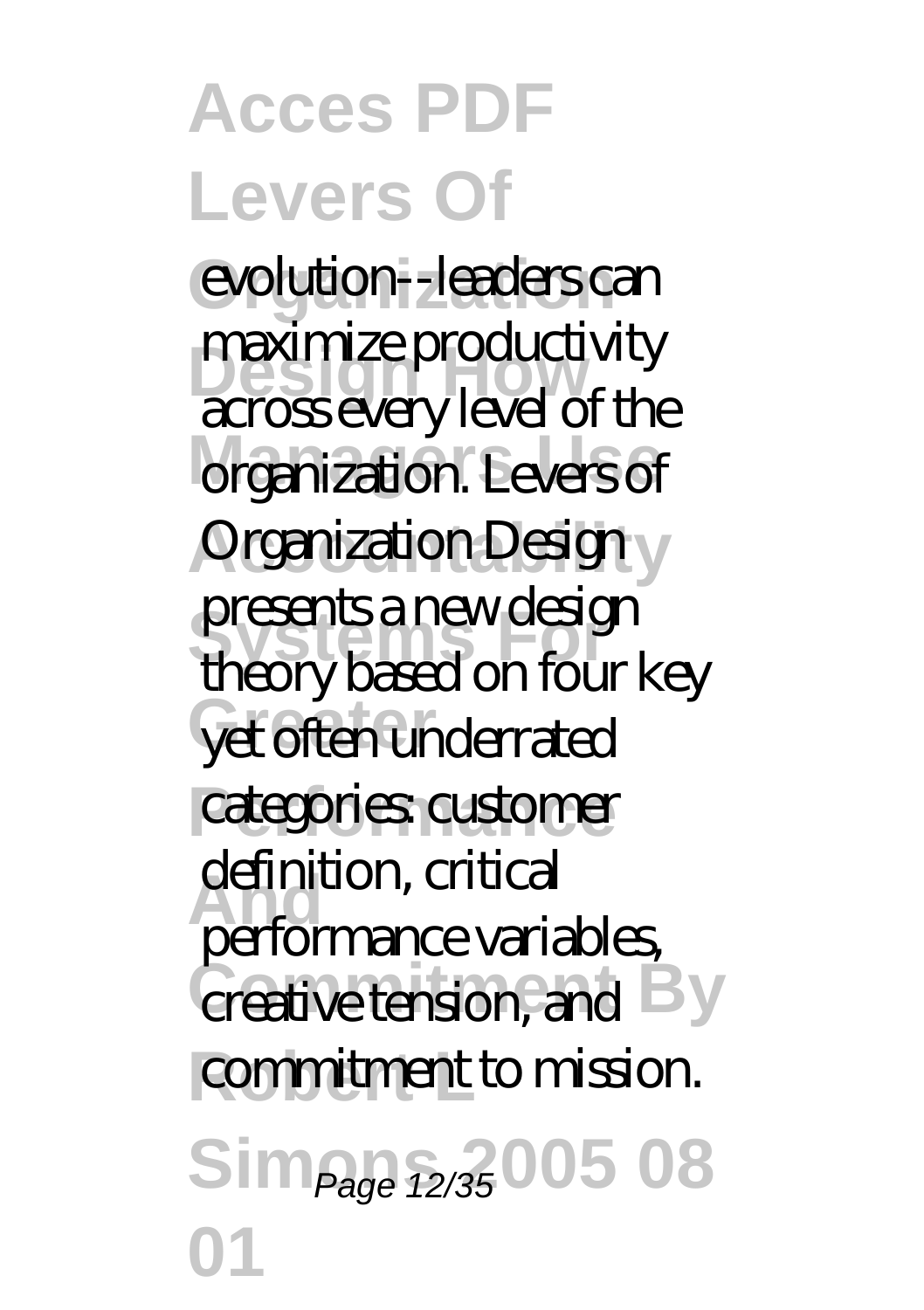evolution--leaders can maximize productivity across every level of the organization. Levers of Organization Design presents a new design theory based on four key yet often underrated categories: customer definition, critical performance variables, creative tension, and commitment to mission.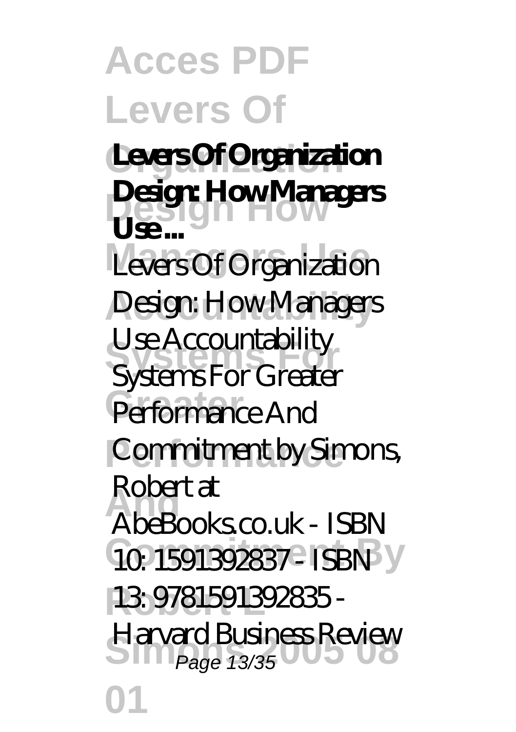**Levers Of Organization Design: How Managers Use ...**

Levers Of Organization Design: How Managers Use Accountability Systems For Greater Performance And Commitment by Simons, Robert at AbeBooks.co.uk - ISBN 10: 1591392837 - ISBN 13: 9781591392835 - Harvard Business Review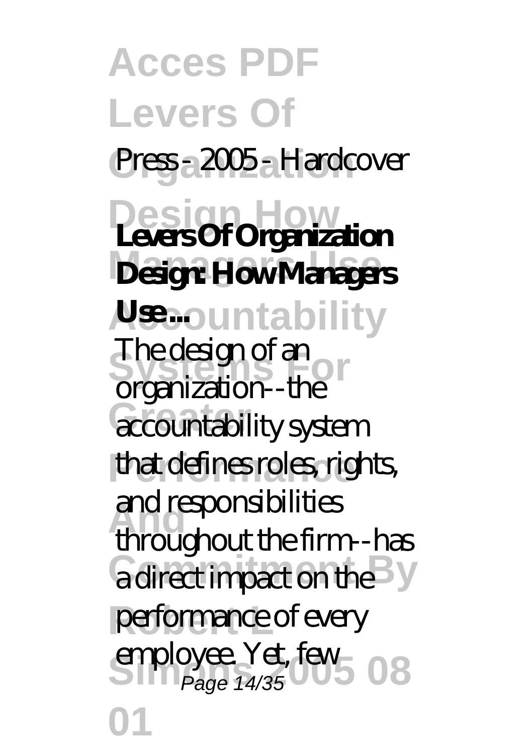Press - 2005 - Hardcover

**Levers Of Organization Design: How Managers Use ...**

The design of an organization--the accountability system that defines roles, rights, and responsibilities throughout the firm--has a direct impact on the performance of every employee. Yet, few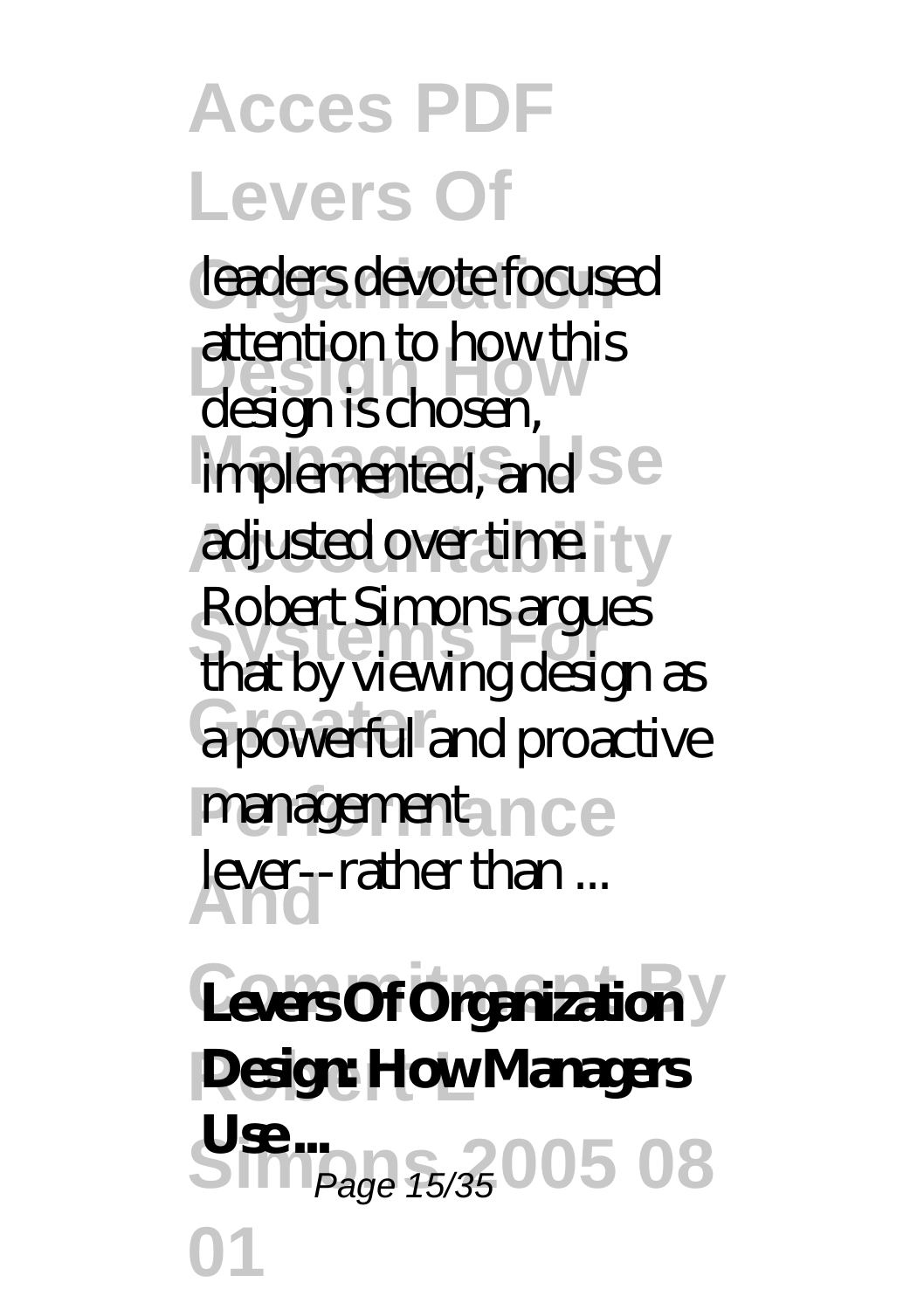leaders devote focused attention to how this design is chosen, implemented, and adjusted over time. Robert Simons argues that by viewing design as a powerful and proactive management lever--rather than ...

**Levers Of Organization Design: How Managers Use ...**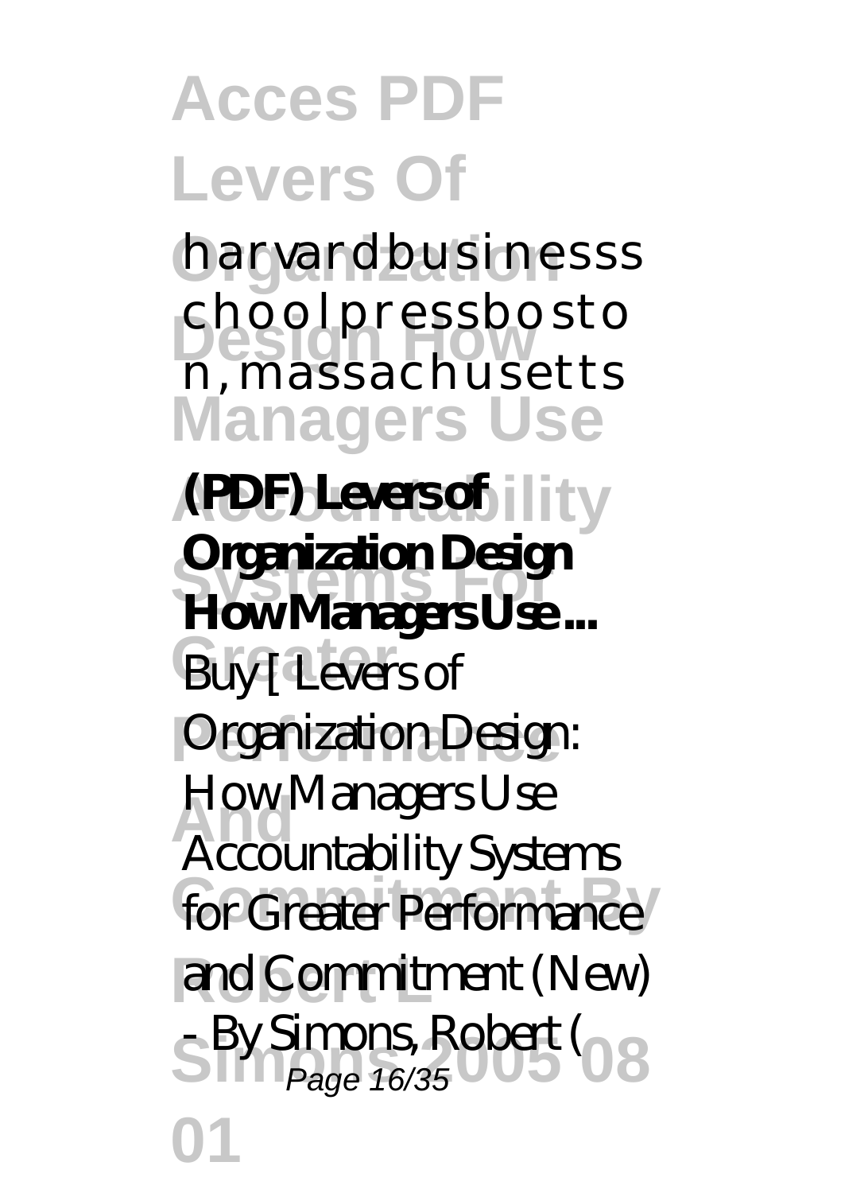harvardbusinessschoolpressboston, massachusetts

**(PDF) Levers of Organization Design How Managers Use ...**

Buy [ Levers of Organization Design: How Managers Use Accountability Systems for Greater Performance and Commitment (New) - By Simons, Robert (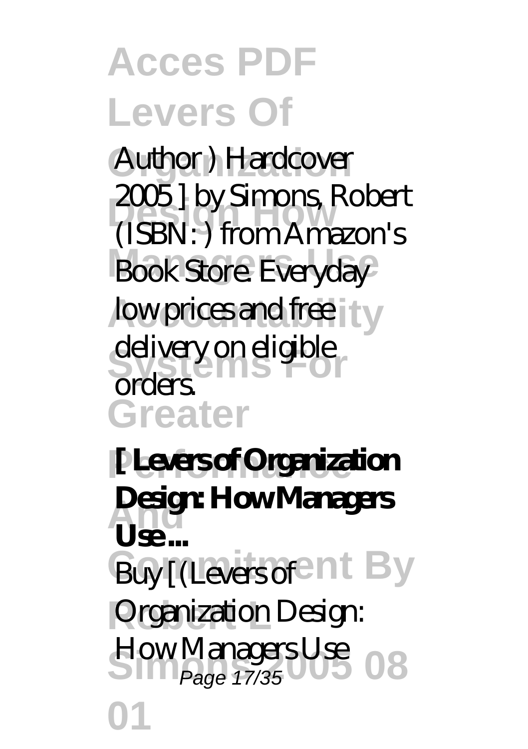Author ) Hardcover 2005 ] by Simons, Robert (ISBN: ) from Amazon's Book Store. Everyday low prices and free delivery on eligible orders.

**[ Levers of Organization Design: How Managers Use ...**

Buy [(Levers of Organization Design: How Managers Use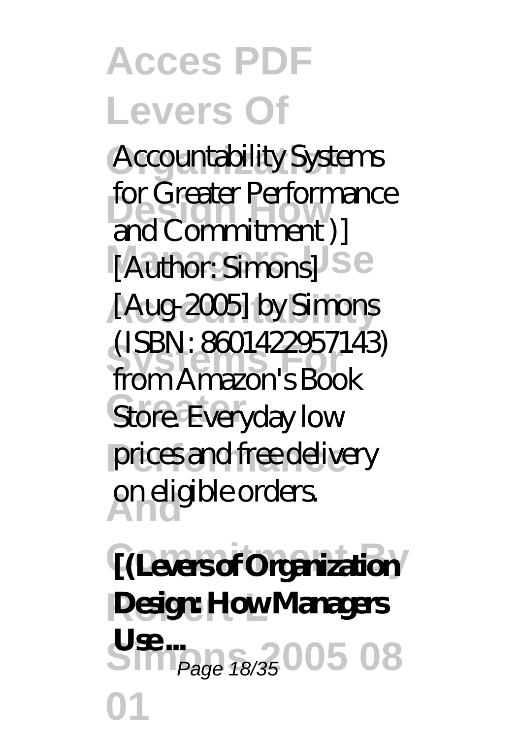Accountability Systems for Greater Performance and Commitment )] [Author: Simons] [Aug-2005] by Simons (ISBN: 8601422957143) from Amazon's Book Store. Everyday low prices and free delivery on eligible orders.

**[(Levers of Organization Design: How Managers Use ...**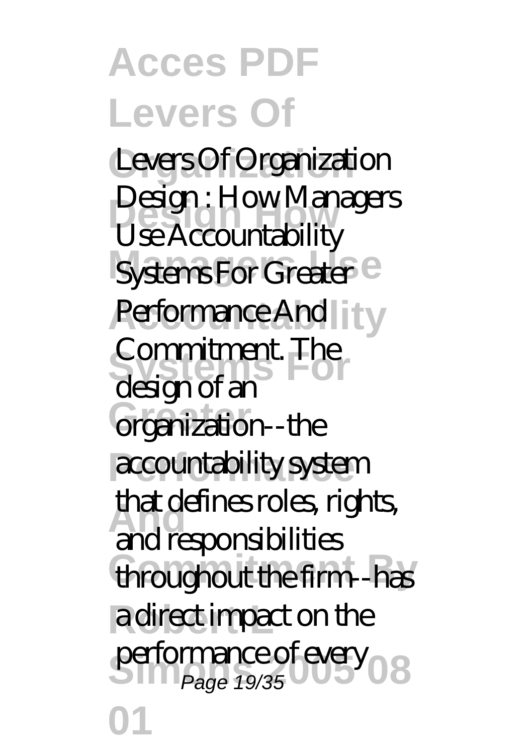Levers Of Organization Design : How Managers Use Accountability Systems For Greater Performance And Commitment. The design of an organization--the accountability system that defines roles, rights, and responsibilities throughout the firm--has a direct impact on the performance of every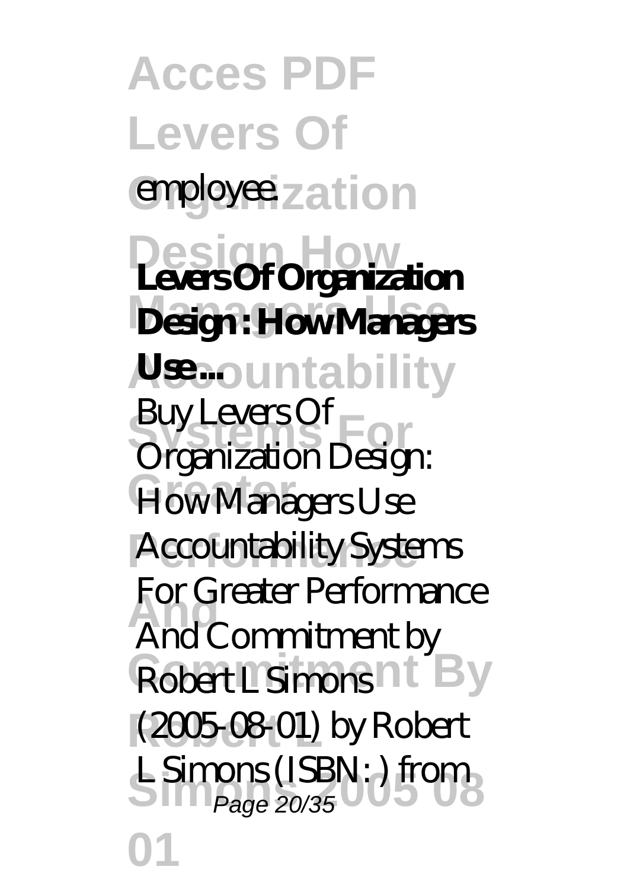employee.

**Levers Of Organization Design : How Managers Use ...**

Buy Levers Of Organization Design: How Managers Use Accountability Systems For Greater Performance And Commitment by Robert L Simons (2005-08-01) by Robert L Simons (ISBN: ) from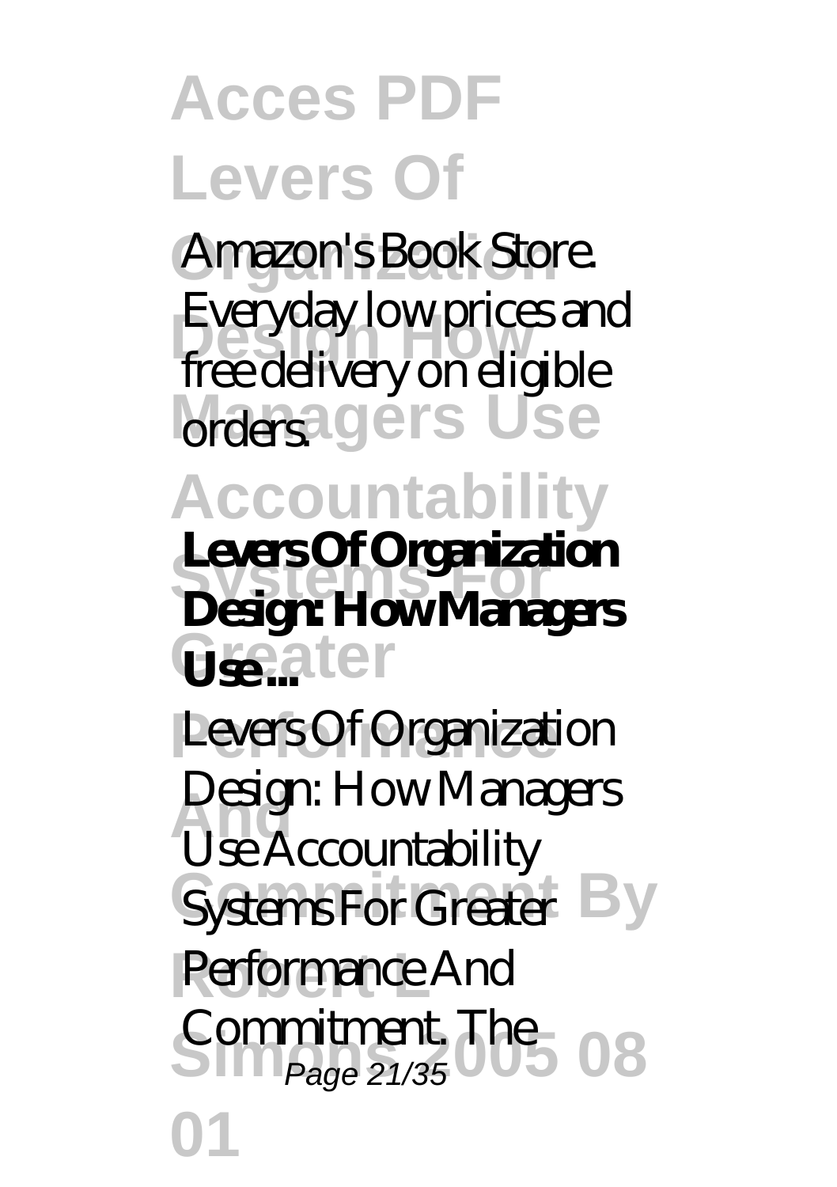Amazon's Book Store. Everyday low prices and free delivery on eligible orders.

**Levers Of Organization Design: How Managers Use ...**

Levers Of Organization Design: How Managers Use Accountability Systems For Greater Performance And Commitment. The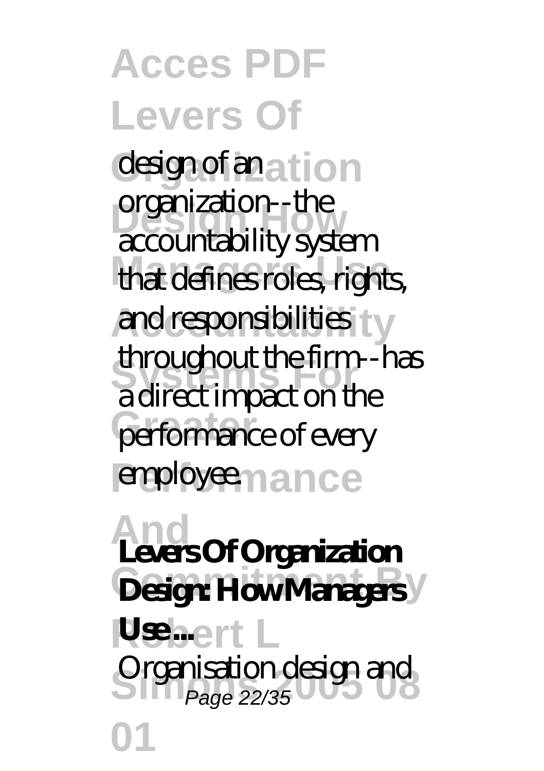design of an organization--the accountability system that defines roles, rights, and responsibilities throughout the firm--has a direct impact on the performance of every employee.

**Levers Of Organization Design: How Managers Use ...**

Organisation design and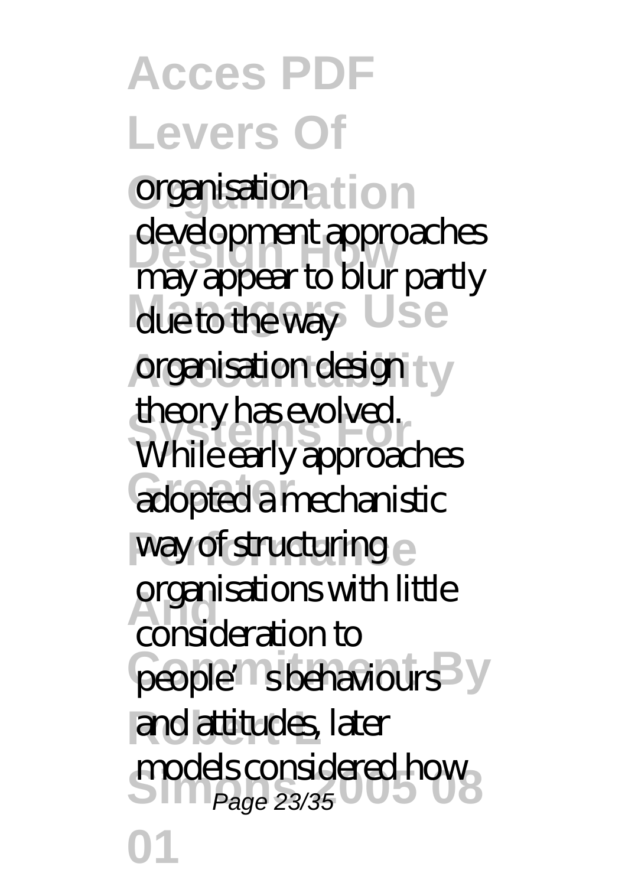organisation development approaches may appear to blur partly due to the way organisation design theory has evolved. While early approaches adopted a mechanistic way of structuring organisations with little consideration to people's behaviours and attitudes, later models considered how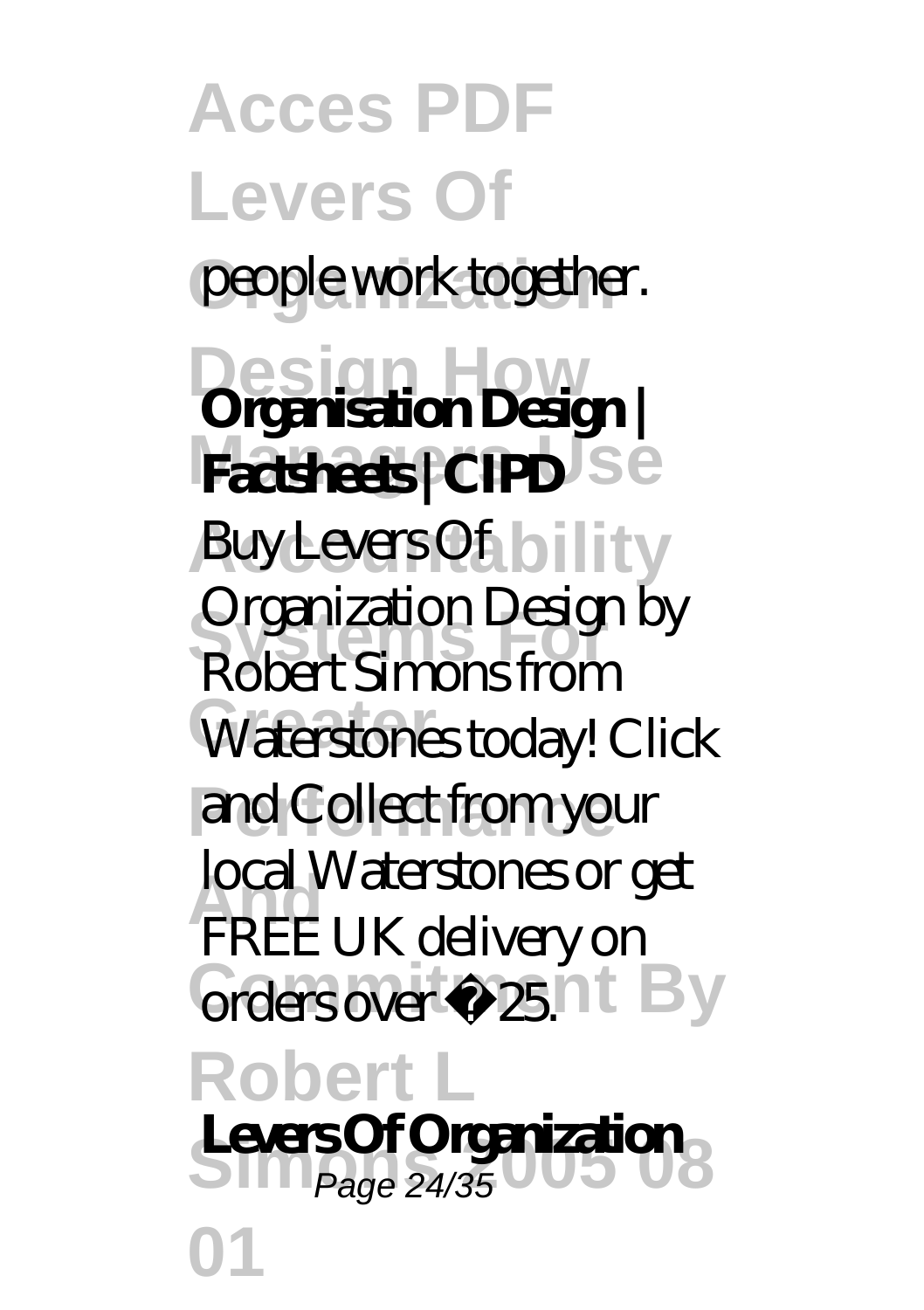people work together.

**Organisation Design | Factsheets | CIPD**

Buy Levers Of Organization Design by Robert Simons from Waterstones today! Click and Collect from your local Waterstones or get FREE UK delivery on orders over £25.

**Levers Of Organization**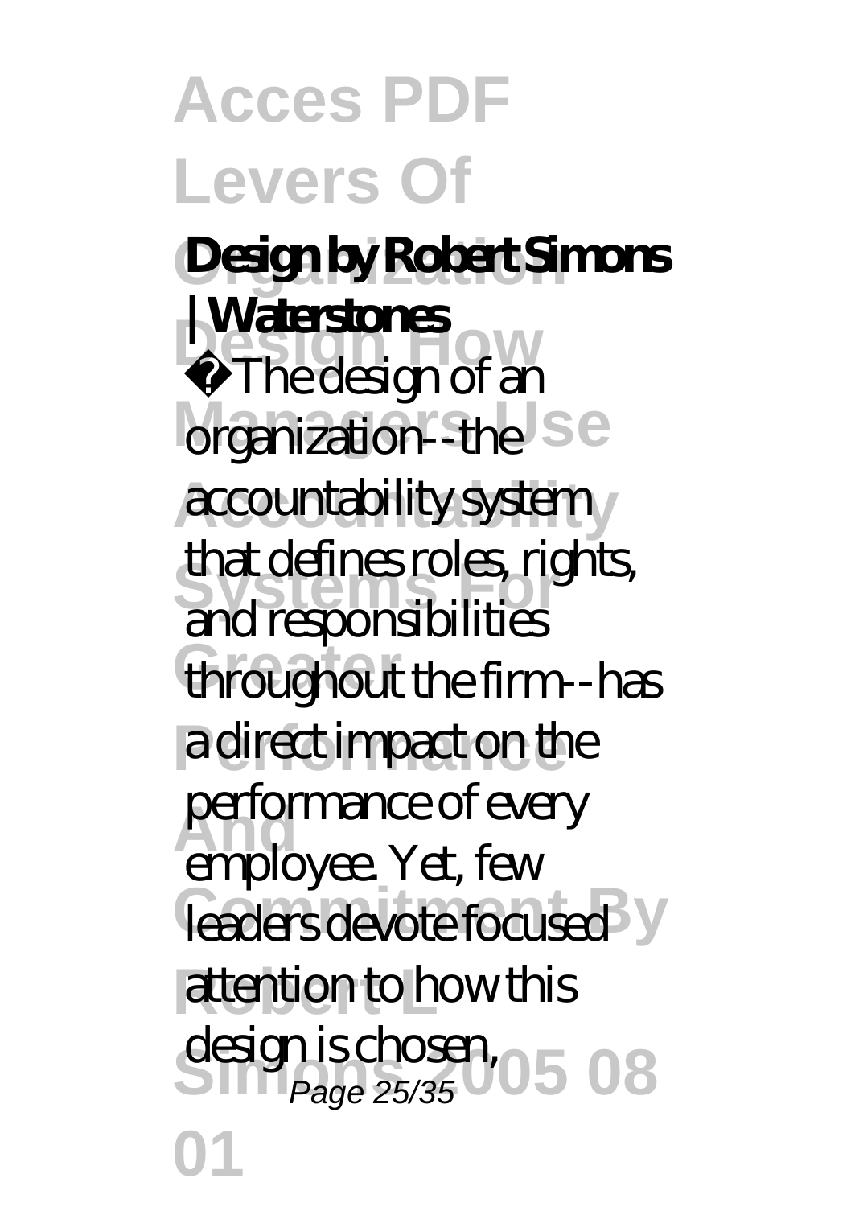**Design by Robert Simons | Waterstones**

· The design of an organization--the accountability system that defines roles, rights, and responsibilities throughout the firm--has a direct impact on the performance of every employee. Yet, few leaders devote focused attention to how this design is chosen,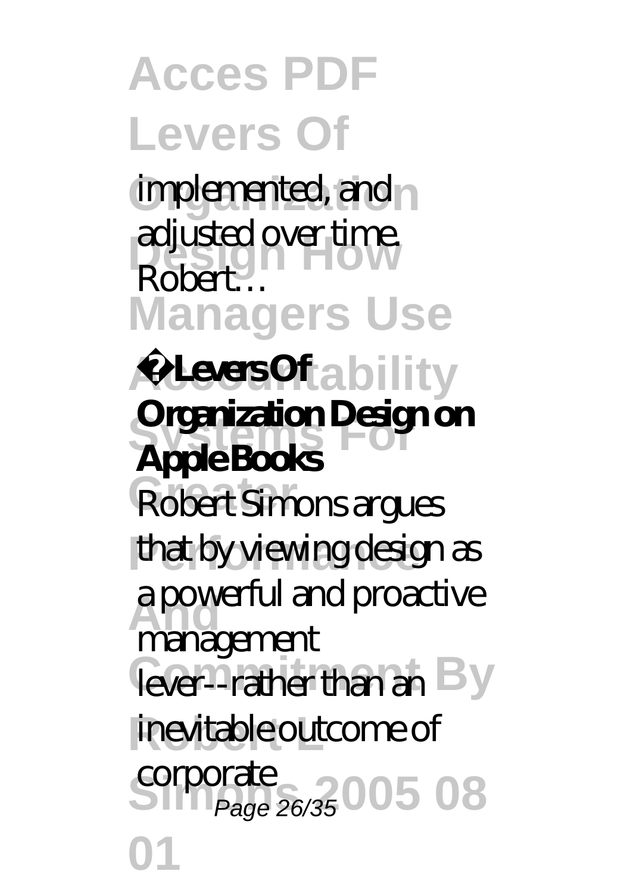implemented, and adjusted over time. Robert…

**Levers Of Organization Design on Apple Books**

Robert Simons argues that by viewing design as a powerful and proactive management lever--rather than an inevitable outcome of corporate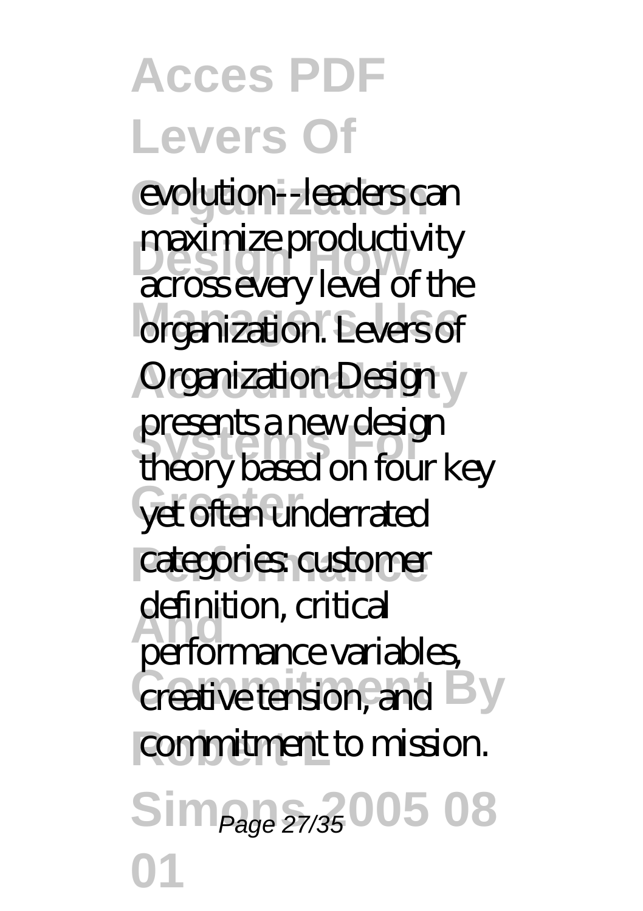evolution--leaders can maximize productivity across every level of the organization. Levers of Organization Design presents a new design theory based on four key yet often underrated categories: customer definition, critical performance variables, creative tension, and commitment to mission.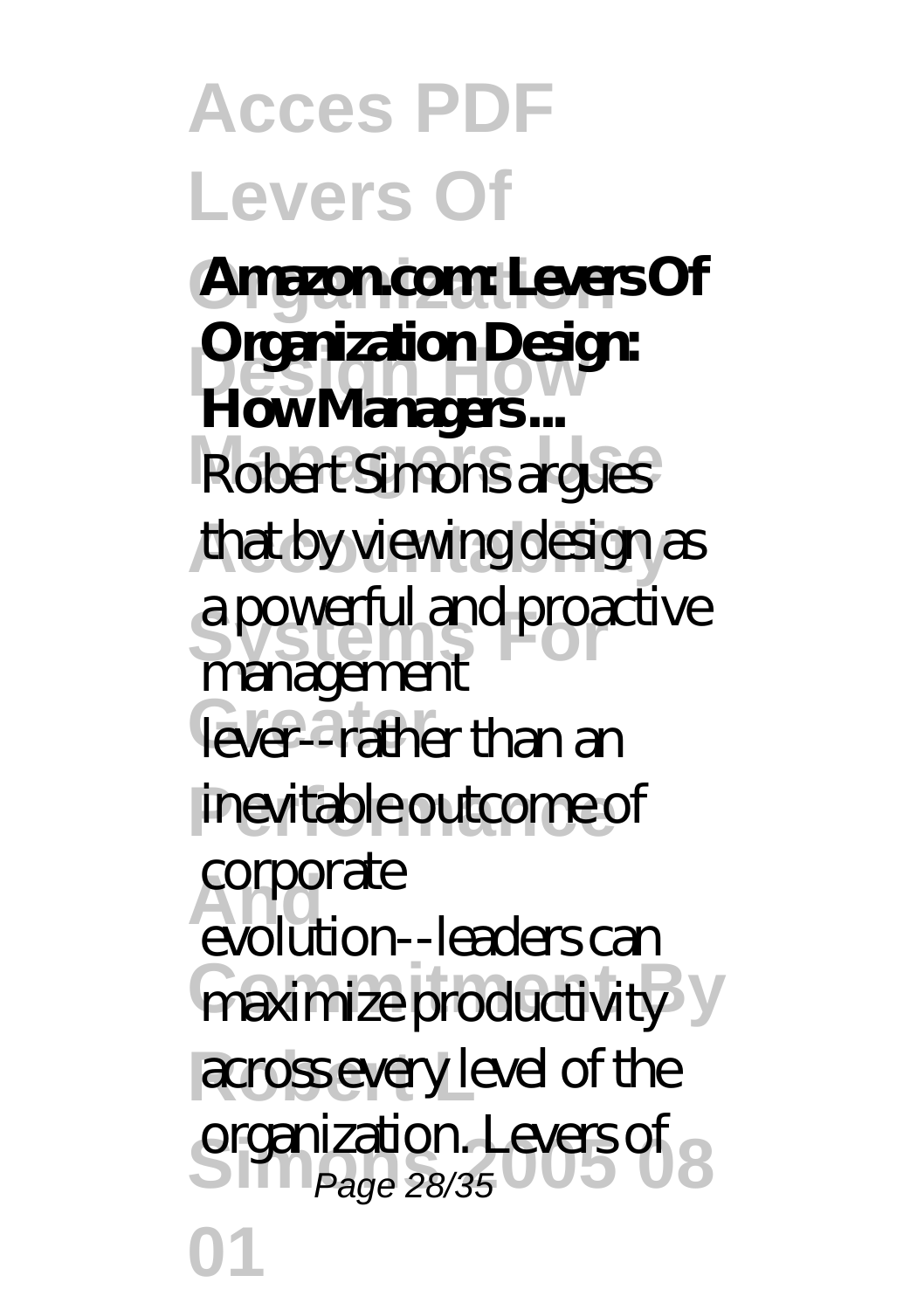**Amazon.com: Levers Of Organization Design: How Managers ...**

Robert Simons argues that by viewing design as a powerful and proactive management lever--rather than an inevitable outcome of corporate evolution--leaders can maximize productivity across every level of the organization. Levers of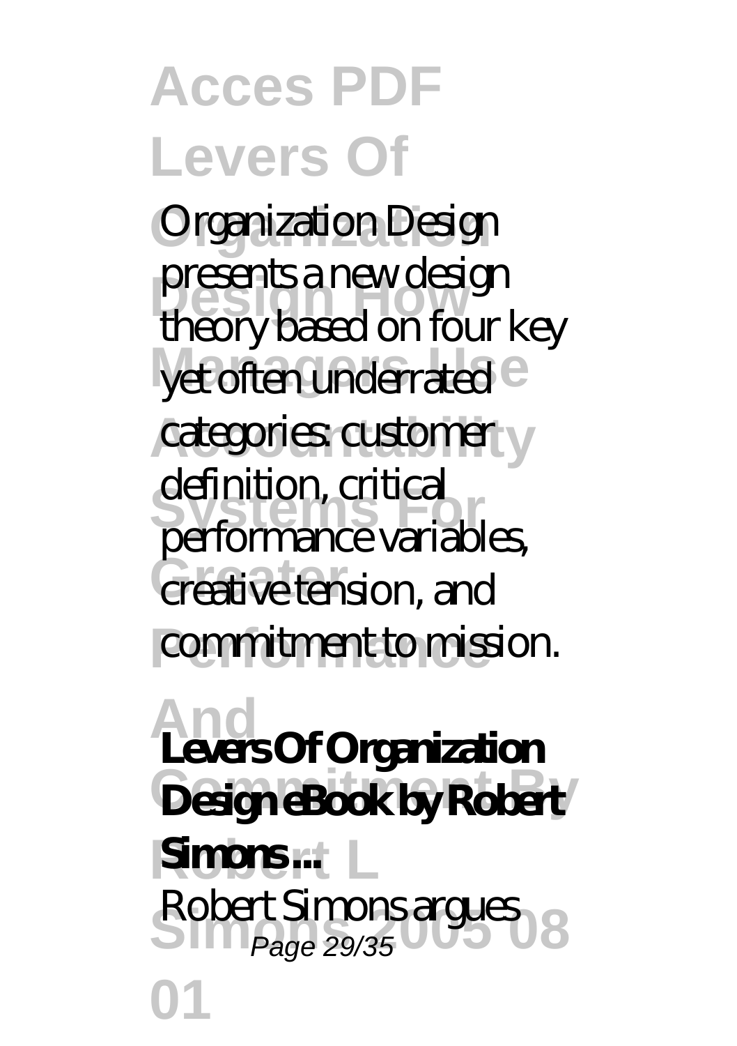Organization Design presents a new design theory based on four key yet often underrated categories: customer definition, critical performance variables, creative tension, and commitment to mission.

**Levers Of Organization Design eBook by Robert Simons ...**

Robert Simons argues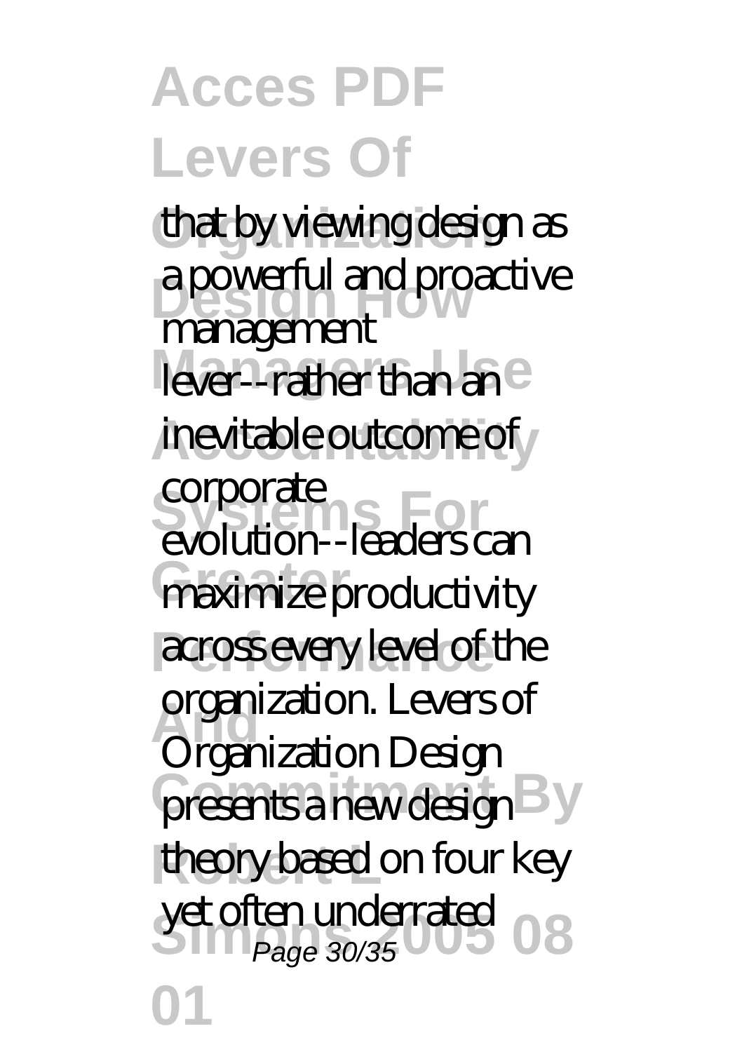that by viewing design as a powerful and proactive management lever--rather than an inevitable outcome of corporate evolution--leaders can maximize productivity across every level of the organization. Levers of Organization Design presents a new design theory based on four key yet often underrated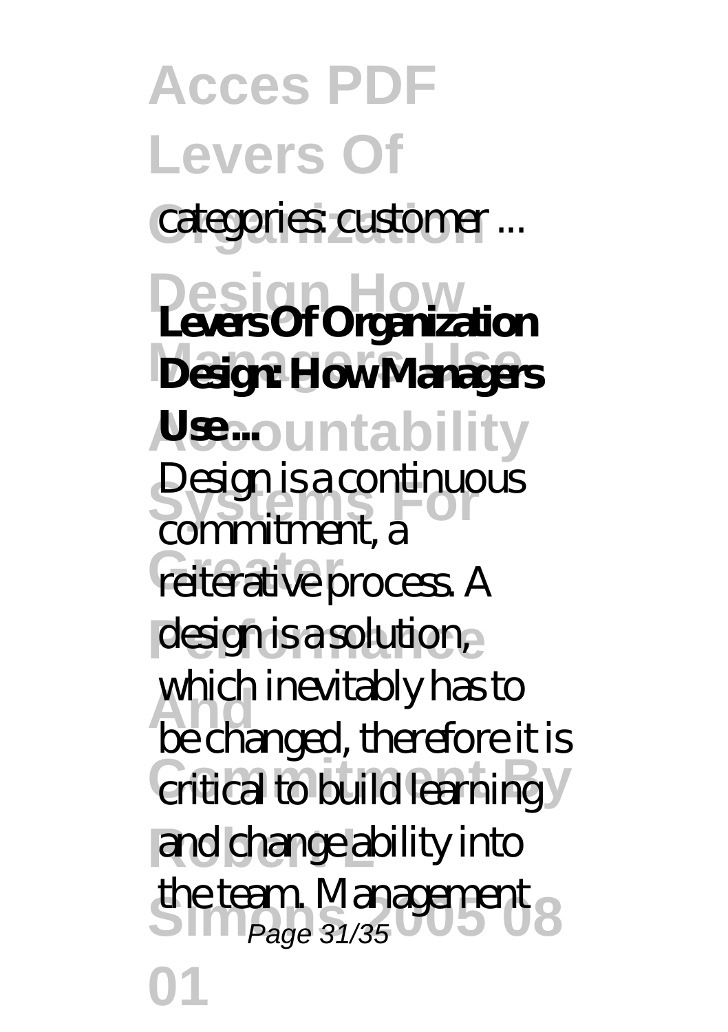categories: customer ...

**Levers Of Organization Design: How Managers Use ...**

Design is a continuous commitment, a reiterative process. A design is a solution, which inevitably has to be changed, therefore it is critical to build learning and change ability into the team. Management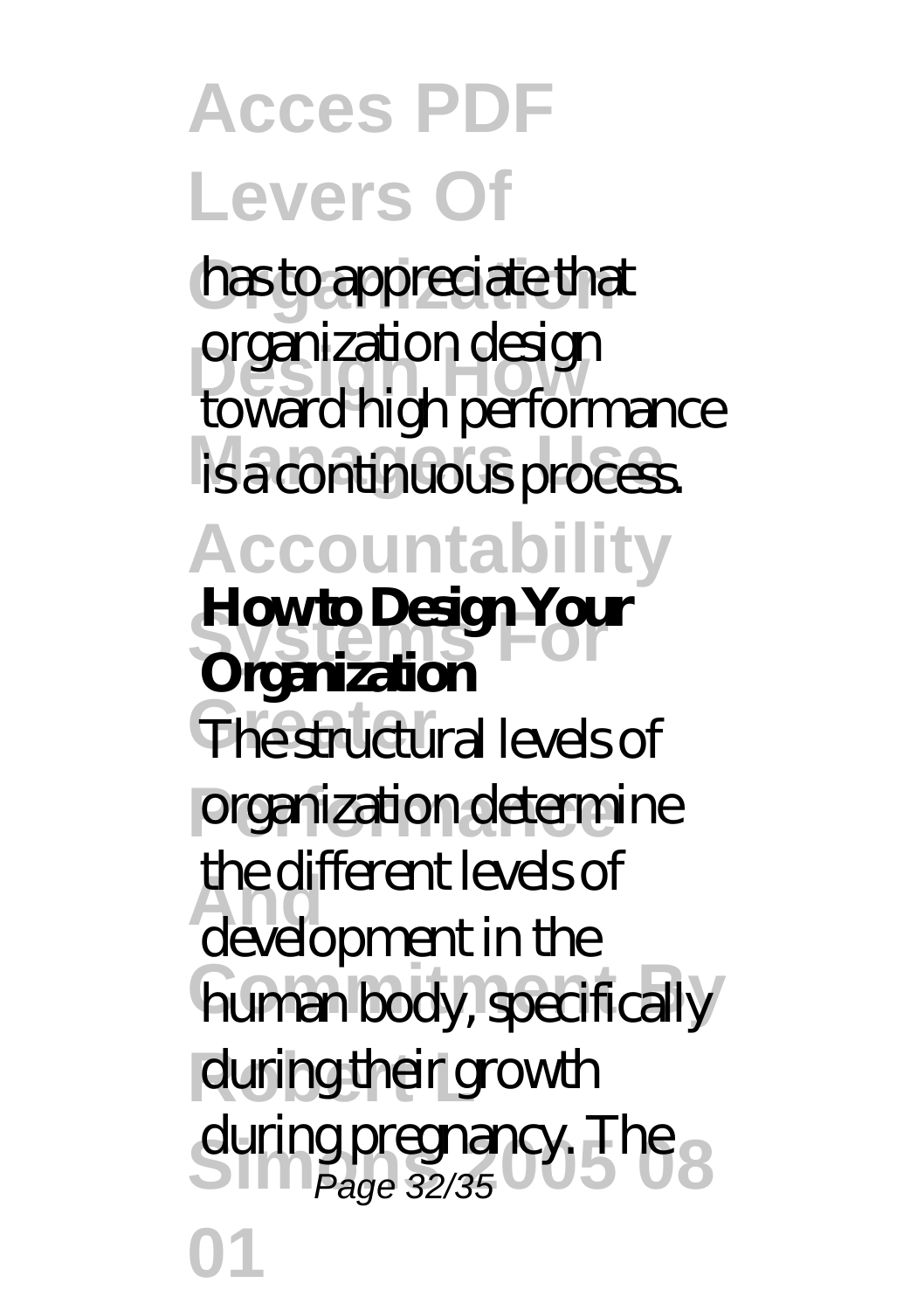has to appreciate that organization design toward high performance is a continuous process.

**How to Design Your Organization**

The structural levels of organization determine the different levels of development in the human body, specifically during their growth during pregnancy. The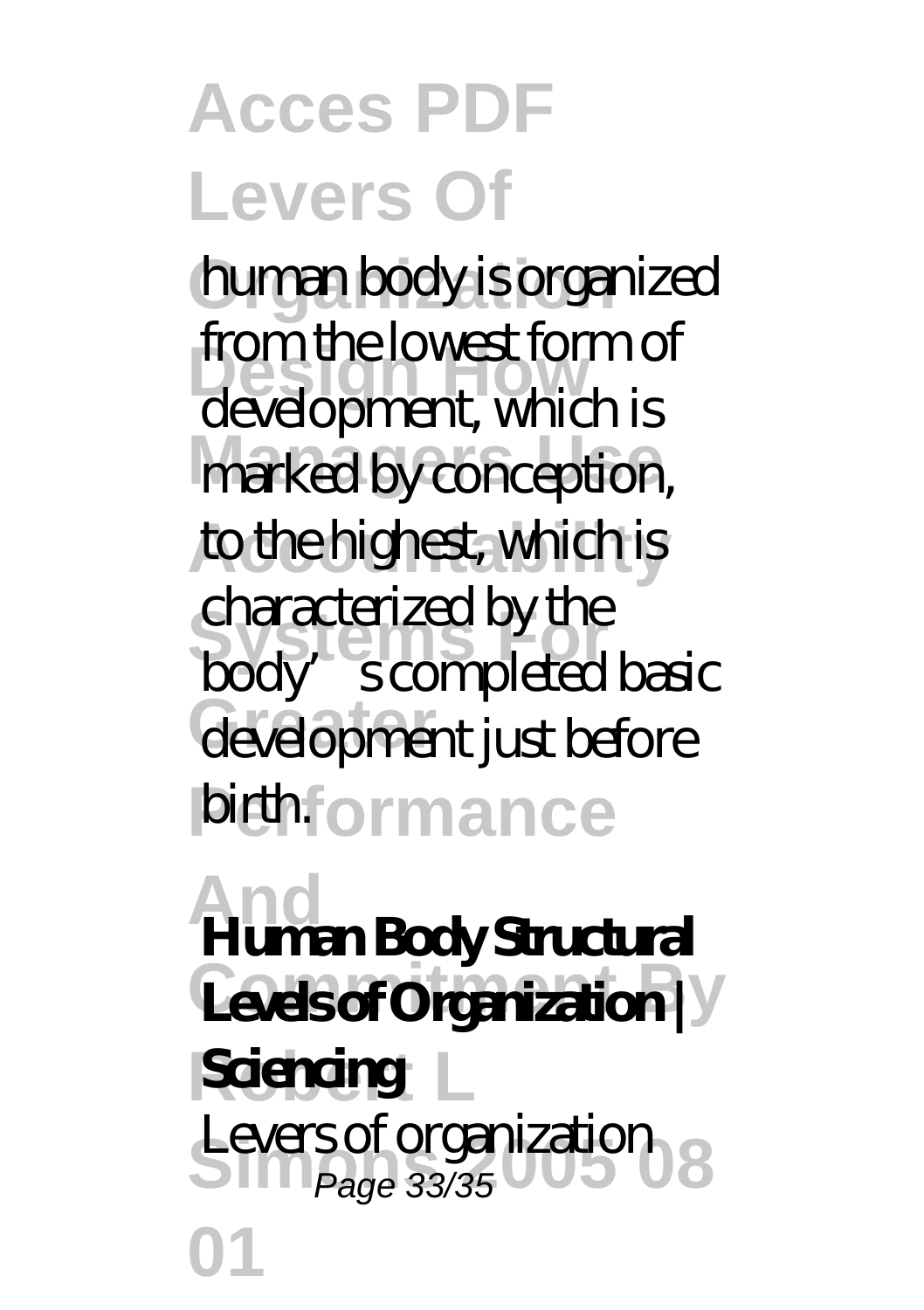human body is organized from the lowest form of development, which is marked by conception, to the highest, which is characterized by the body's completed basic development just before birth.

**Human Body Structural Levels of Organization | Sciencing**

Levers of organization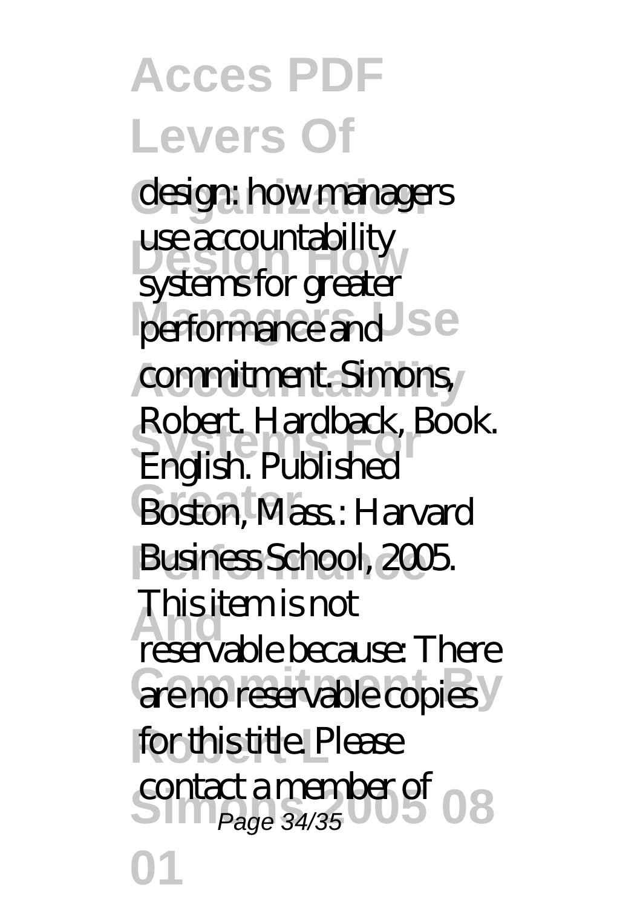design: how managers use accountability systems for greater performance and commitment. Simons, Robert. Hardback, Book. English. Published Boston, Mass.: Harvard Business School, 2005. This item is not reservable because: There are no reservable copies for this title. Please contact a member of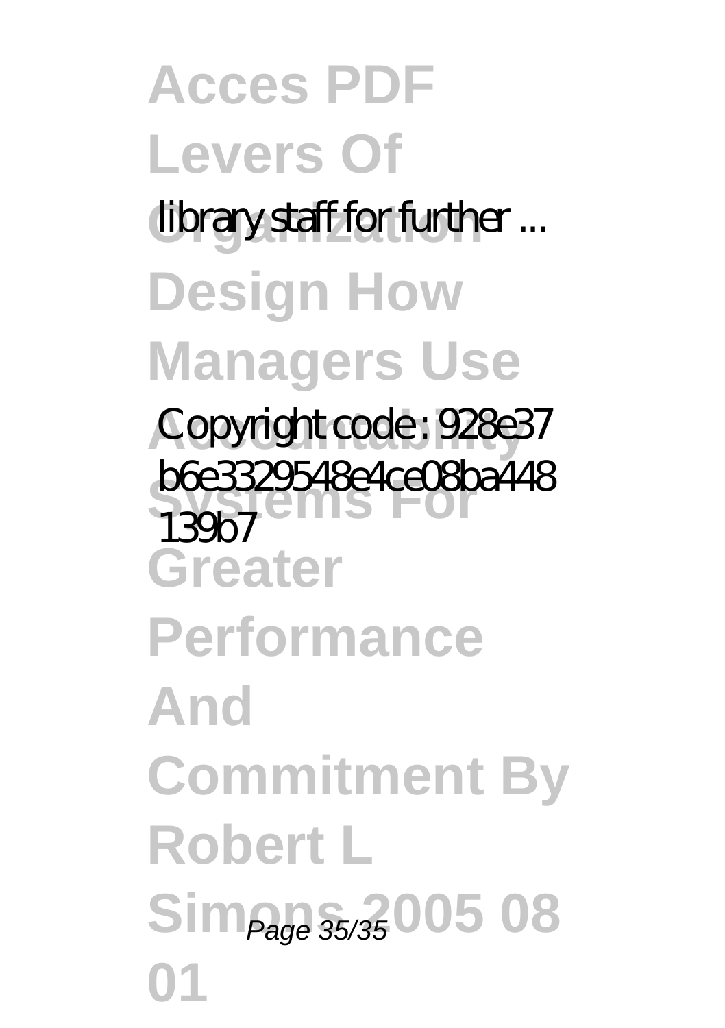library staff for further ...

Copyright code : 928e37b6e3329548e4ce08ba448139b7